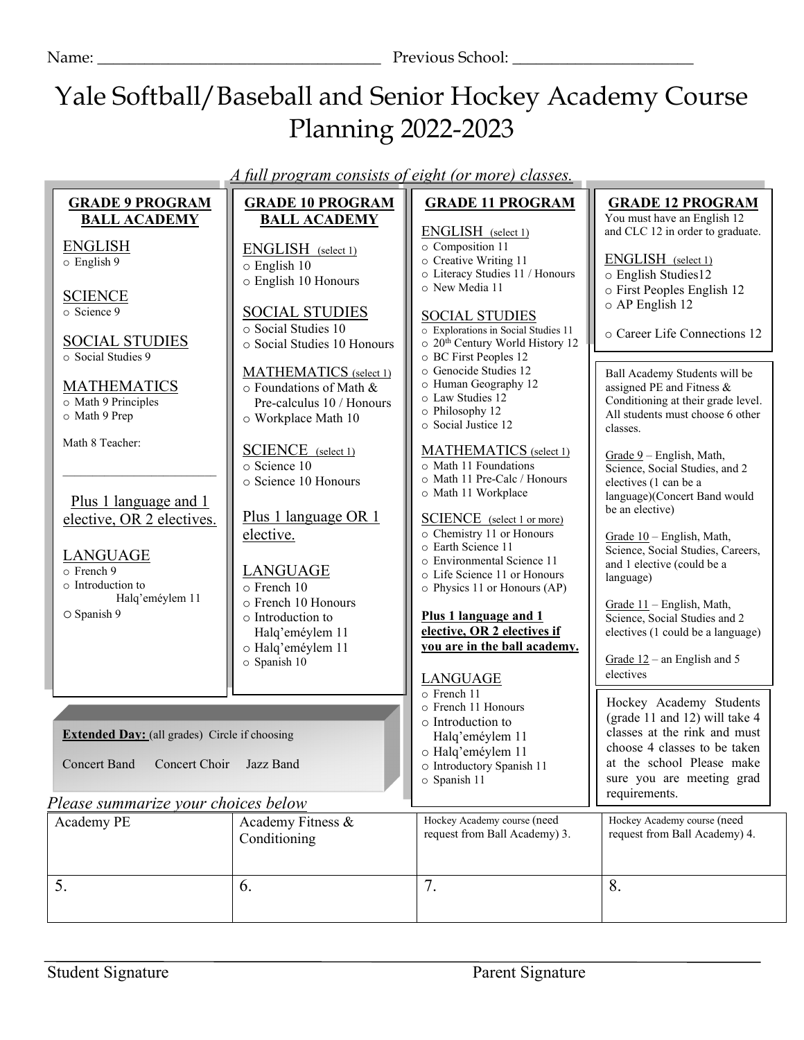Name: ___________________________________ Previous School: _____________________

# Yale Softball/Baseball and Senior Hockey Academy Course Planning 2022-2023

*A full program consists of eight (or more) classes.*

## GRADE 9 PROGRAM BALL ACADEMY

ENGLISH
- English 9

SCIENCE
- Science 9

SOCIAL STUDIES
- Social Studies 9

MATHEMATICS
- Math 9 Principles
- Math 9 Prep

Math 8 Teacher:

_______________________

Plus 1 language and 1 elective, OR 2 electives.

LANGUAGE
- French 9
- Introduction to Halq'eméylem 11
- Spanish 9

## GRADE 10 PROGRAM BALL ACADEMY

ENGLISH (select 1)
- English 10
- English 10 Honours

SOCIAL STUDIES
- Social Studies 10
- Social Studies 10 Honours

MATHEMATICS (select 1)
- Foundations of Math & Pre-calculus 10 / Honours
- Workplace Math 10

SCIENCE (select 1)
- Science 10
- Science 10 Honours

Plus 1 language OR 1 elective.

LANGUAGE
- French 10
- French 10 Honours
- Introduction to Halq'eméylem 11
- Halq'eméylem 11
- Spanish 10

## GRADE 11 PROGRAM

ENGLISH (select 1)
- Composition 11
- Creative Writing 11
- Literacy Studies 11 / Honours
- New Media 11

SOCIAL STUDIES
- Explorations in Social Studies 11
- 20th Century World History 12
- BC First Peoples 12
- Genocide Studies 12
- Human Geography 12
- Law Studies 12
- Philosophy 12
- Social Justice 12

MATHEMATICS (select 1)
- Math 11 Foundations
- Math 11 Pre-Calc / Honours
- Math 11 Workplace

SCIENCE (select 1 or more)
- Chemistry 11 or Honours
- Earth Science 11
- Environmental Science 11
- Life Science 11 or Honours
- Physics 11 or Honours (AP)

**Plus 1 language and 1 elective, OR 2 electives if you are in the ball academy.**

LANGUAGE
- French 11
- French 11 Honours
- Introduction to Halq'eméylem 11
- Halq'eméylem 11
- Introductory Spanish 11
- Spanish 11

## GRADE 12 PROGRAM

You must have an English 12 and CLC 12 in order to graduate.

ENGLISH (select 1)
- English Studies12
- First Peoples English 12
- AP English 12

- Career Life Connections 12

Ball Academy Students will be assigned PE and Fitness & Conditioning at their grade level. All students must choose 6 other classes.

Grade 9 – English, Math, Science, Social Studies, and 2 electives (1 can be a language)(Concert Band would be an elective)

Grade 10 – English, Math, Science, Social Studies, Careers, and 1 elective (could be a language)

Grade 11 – English, Math, Science, Social Studies and 2 electives (1 could be a language)

Grade 12 – an English and 5 electives

Hockey Academy Students (grade 11 and 12) will take 4 classes at the rink and must choose 4 classes to be taken at the school Please make sure you are meeting grad requirements.

**Extended Day:** (all grades) Circle if choosing

Concert Band     Concert Choir     Jazz Band

*Please summarize your choices below*

| Academy PE | Academy Fitness & Conditioning | Hockey Academy course (need request from Ball Academy) 3. | Hockey Academy course (need request from Ball Academy) 4. |
|---|---|---|---|
| 5. | 6. | 7. | 8. |

Student Signature                                                    Parent Signature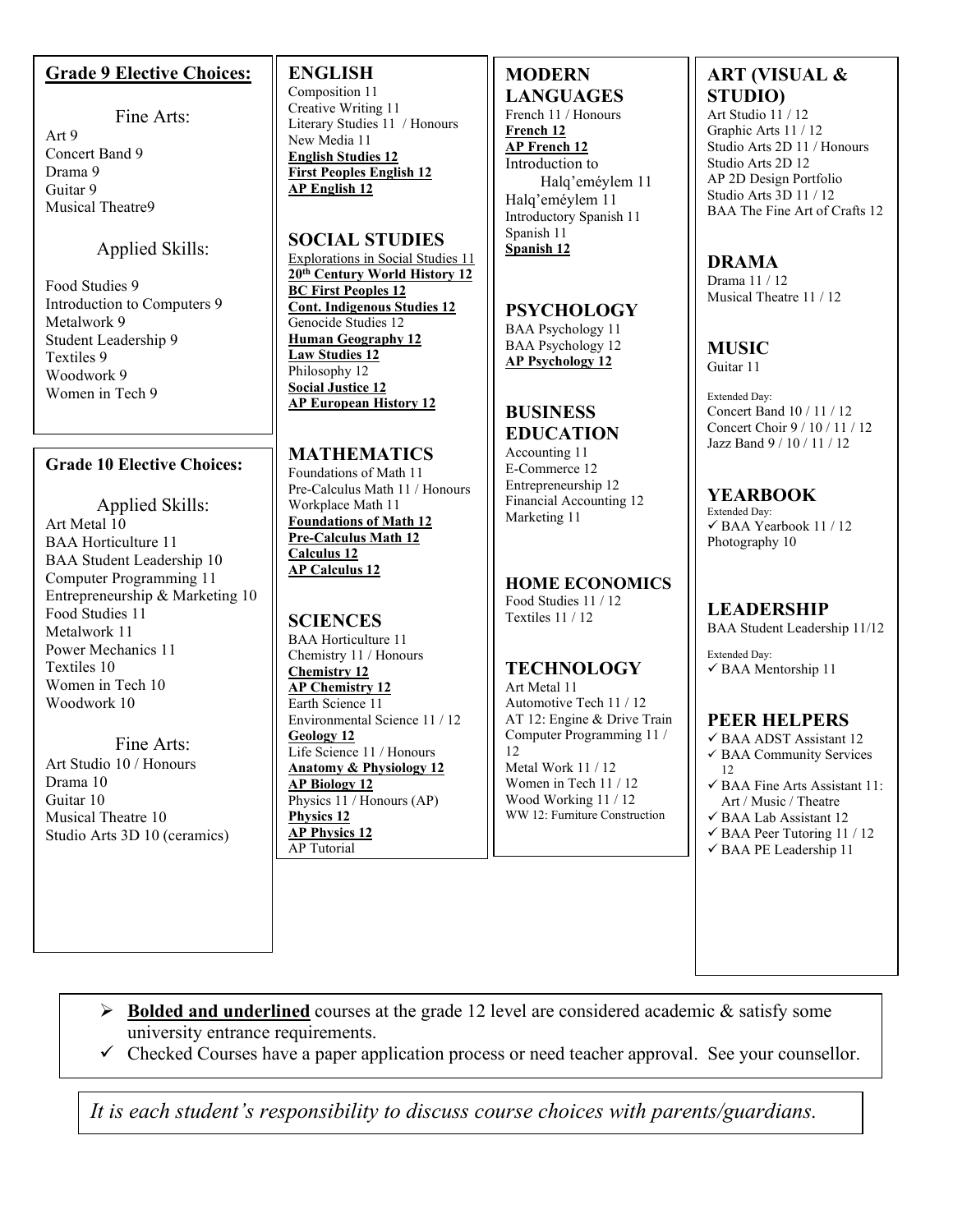## Grade 9 Elective Choices:

### Fine Arts:

Art 9
Concert Band 9
Drama 9
Guitar 9
Musical Theatre9

### Applied Skills:

Food Studies 9
Introduction to Computers 9
Metalwork 9
Student Leadership 9
Textiles 9
Woodwork 9
Women in Tech 9

## Grade 10 Elective Choices:

### Applied Skills:

Art Metal 10
BAA Horticulture 11
BAA Student Leadership 10
Computer Programming 11
Entrepreneurship & Marketing 10
Food Studies 11
Metalwork 11
Power Mechanics 11
Textiles 10
Women in Tech 10
Woodwork 10

### Fine Arts:

Art Studio 10 / Honours
Drama 10
Guitar 10
Musical Theatre 10
Studio Arts 3D 10 (ceramics)

## ENGLISH

Composition 11
Creative Writing 11
Literary Studies 11 / Honours
New Media 11
**English Studies 12**
**First Peoples English 12**
**AP English 12**

## SOCIAL STUDIES

Explorations in Social Studies 11
**20th Century World History 12**
**BC First Peoples 12**
**Cont. Indigenous Studies 12**
Genocide Studies 12
**Human Geography 12**
**Law Studies 12**
Philosophy 12
**Social Justice 12**
**AP European History 12**

## MATHEMATICS

Foundations of Math 11
Pre-Calculus Math 11 / Honours
Workplace Math 11
**Foundations of Math 12**
**Pre-Calculus Math 12**
**Calculus 12**
**AP Calculus 12**

## SCIENCES

BAA Horticulture 11
Chemistry 11 / Honours
**Chemistry 12**
**AP Chemistry 12**
Earth Science 11
Environmental Science 11 / 12
**Geology 12**
Life Science 11 / Honours
**Anatomy & Physiology 12**
**AP Biology 12**
Physics 11 / Honours (AP)
**Physics 12**
**AP Physics 12**
AP Tutorial

## MODERN LANGUAGES

French 11 / Honours
**French 12**
**AP French 12**
Introduction to Halq'eméylem 11
Halq'eméylem 11
Introductory Spanish 11
Spanish 11
**Spanish 12**

## PSYCHOLOGY

BAA Psychology 11
BAA Psychology 12
**AP Psychology 12**

## BUSINESS EDUCATION

Accounting 11
E-Commerce 12
Entrepreneurship 12
Financial Accounting 12
Marketing 11

## HOME ECONOMICS

Food Studies 11 / 12
Textiles 11 / 12

## TECHNOLOGY

Art Metal 11
Automotive Tech 11 / 12
AT 12: Engine & Drive Train
Computer Programming 11 / 12
Metal Work 11 / 12
Women in Tech 11 / 12
Wood Working 11 / 12
WW 12: Furniture Construction

## ART (VISUAL & STUDIO)

Art Studio 11 / 12
Graphic Arts 11 / 12
Studio Arts 2D 11 / Honours
Studio Arts 2D 12
AP 2D Design Portfolio
Studio Arts 3D 11 / 12
BAA The Fine Art of Crafts 12

## DRAMA

Drama 11 / 12
Musical Theatre 11 / 12

## MUSIC

Guitar 11

Extended Day:
Concert Band 10 / 11 / 12
Concert Choir 9 / 10 / 11 / 12
Jazz Band 9 / 10 / 11 / 12

## YEARBOOK

Extended Day:
✓ BAA Yearbook 11 / 12
Photography 10

## LEADERSHIP

BAA Student Leadership 11/12

Extended Day:
✓ BAA Mentorship 11

## PEER HELPERS

✓ BAA ADST Assistant 12
✓ BAA Community Services 12
✓ BAA Fine Arts Assistant 11: Art / Music / Theatre
✓ BAA Lab Assistant 12
✓ BAA Peer Tutoring 11 / 12
✓ BAA PE Leadership 11

---

- **Bolded and underlined** courses at the grade 12 level are considered academic & satisfy some university entrance requirements.
- ✓ Checked Courses have a paper application process or need teacher approval. See your counsellor.

*It is each student's responsibility to discuss course choices with parents/guardians.*